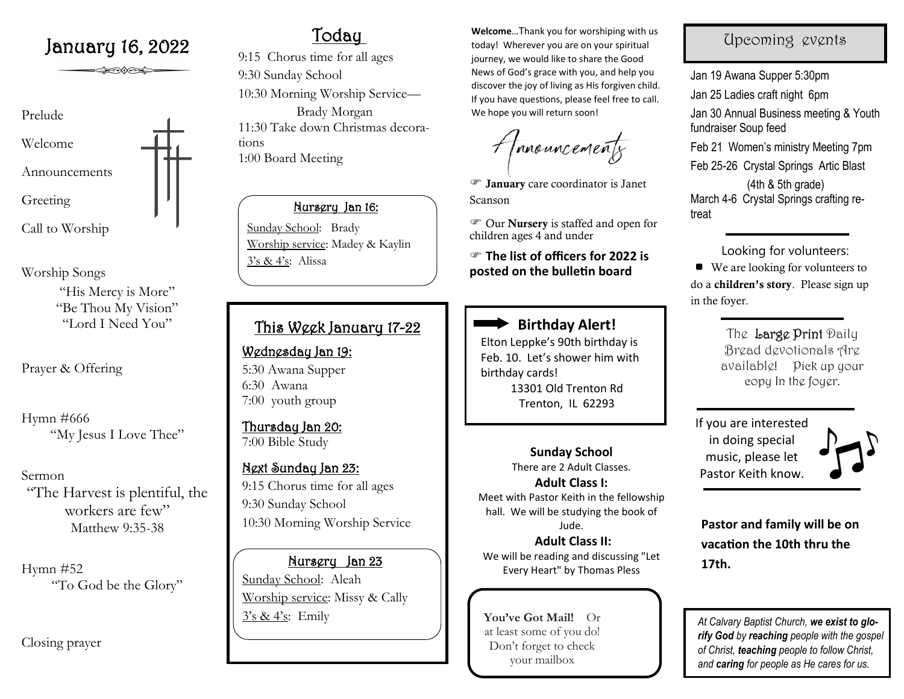# January 16, 2022

Prelude

Welcome

Announcements

Greeting

Call to Worship

Worship Songs

"His Mercy is More"
"Be Thou My Vision"
"Lord I Need You"

Prayer & Offering

Hymn #666
"My Jesus I Love Thee"

Sermon
"The Harvest is plentiful, the workers are few"
Matthew 9:35-38

Hymn #52
"To God be the Glory"

Closing prayer

## Today

9:15 Chorus time for all ages
9:30 Sunday School
10:30 Morning Worship Service—
Brady Morgan
11:30 Take down Christmas decorations
1:00 Board Meeting

### Nursery Jan 16:

Sunday School: Brady
Worship service: Madey & Kaylin
3's & 4's: Alissa

## This Week January 17-22

### Wednesday Jan 19:

5:30 Awana Supper
6:30 Awana
7:00 youth group

### Thursday Jan 20:

7:00 Bible Study

### Next Sunday Jan 23:

9:15 Chorus time for all ages
9:30 Sunday School
10:30 Morning Worship Service

### Nursery Jan 23

Sunday School: Aleah
Worship service: Missy & Cally
3's & 4's: Emily

**Welcome**…Thank you for worshiping with us today! Wherever you are on your spiritual journey, we would like to share the Good News of God's grace with you, and help you discover the joy of living as His forgiven child. If you have questions, please feel free to call. We hope you will return soon!

## Announcements

☞ **January** care coordinator is Janet Scanson

☞ Our **Nursery** is staffed and open for children ages 4 and under

☞ **The list of officers for 2022 is posted on the bulletin board**

### Birthday Alert!

Elton Leppke's 90th birthday is Feb. 10. Let's shower him with birthday cards!
13301 Old Trenton Rd
Trenton, IL 62293

### Sunday School

There are 2 Adult Classes.

**Adult Class I:**
Meet with Pastor Keith in the fellowship hall. We will be studying the book of Jude.

**Adult Class II:**
We will be reading and discussing "Let Every Heart" by Thomas Pless

**You've Got Mail!** Or at least some of you do! Don't forget to check your mailbox

## Upcoming events

Jan 19 Awana Supper 5:30pm
Jan 25 Ladies craft night 6pm
Jan 30 Annual Business meeting & Youth fundraiser Soup feed
Feb 21 Women's ministry Meeting 7pm
Feb 25-26 Crystal Springs Artic Blast (4th & 5th grade)
March 4-6 Crystal Springs crafting retreat

Looking for volunteers:

- We are looking for volunteers to do a **children's story**. Please sign up in the foyer.

The **Large Print** Daily Bread devotionals Are available! Pick up your copy In the foyer.

If you are interested in doing special music, please let Pastor Keith know.

**Pastor and family will be on vacation the 10th thru the 17th.**

*At Calvary Baptist Church, **we exist to glorify God** by **reaching** people with the gospel of Christ, **teaching** people to follow Christ, and **caring** for people as He cares for us.*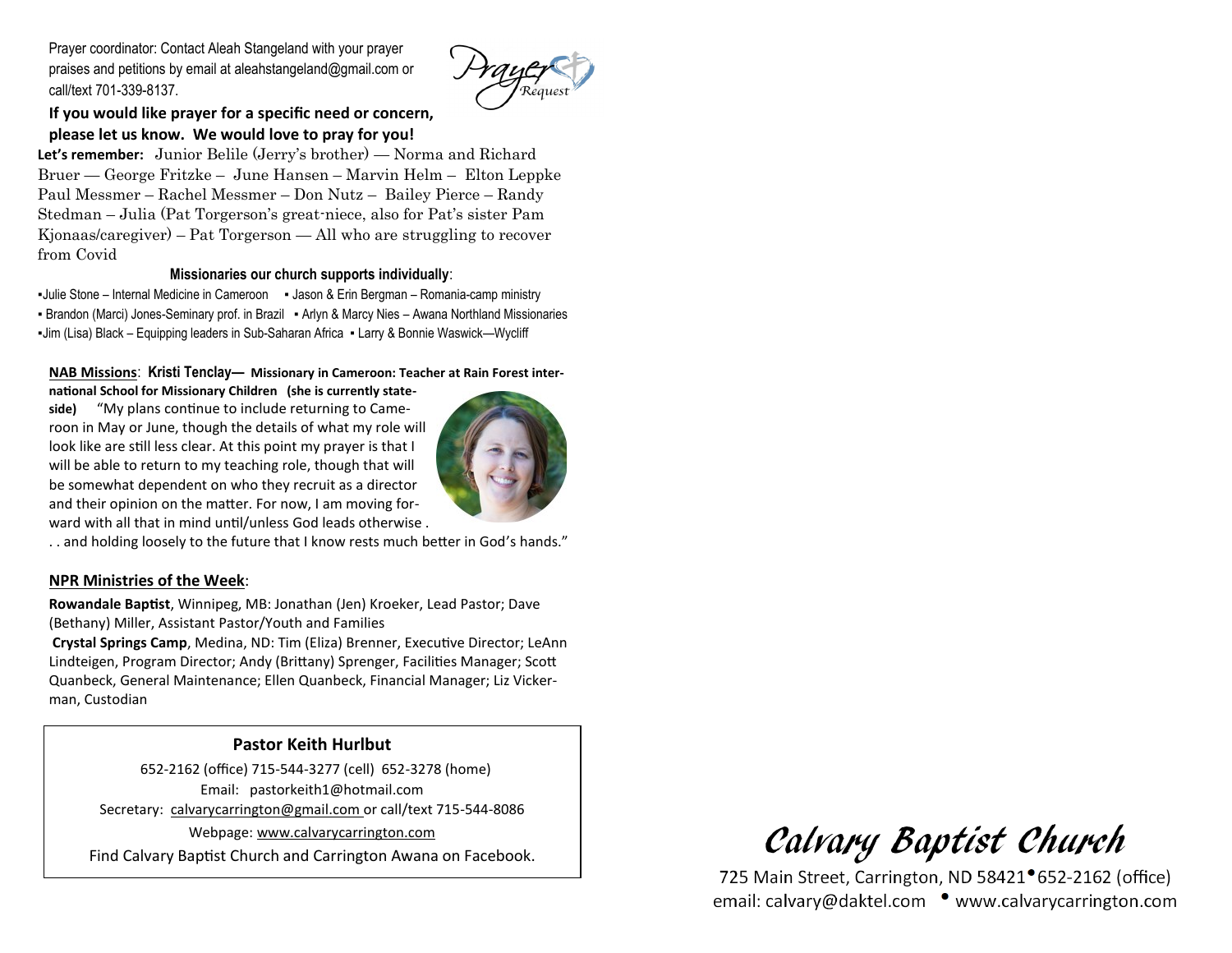Prayer coordinator: Contact Aleah Stangeland with your prayer praises and petitions by email at aleahstangeland@gmail.com or call/text 701-339-8137.

**If you would like prayer for a specific need or concern, please let us know. We would love to pray for you!**

**Let's remember:** Junior Belile (Jerry's brother) — Norma and Richard Bruer — George Fritzke – June Hansen – Marvin Helm – Elton Leppke Paul Messmer – Rachel Messmer – Don Nutz – Bailey Pierce – Randy Stedman – Julia (Pat Torgerson's great-niece, also for Pat's sister Pam Kjonaas/caregiver) – Pat Torgerson — All who are struggling to recover from Covid

**Missionaries our church supports individually**:

- Julie Stone – Internal Medicine in Cameroon
- Jason & Erin Bergman – Romania-camp ministry
- Brandon (Marci) Jones-Seminary prof. in Brazil
- Arlyn & Marcy Nies – Awana Northland Missionaries
- Jim (Lisa) Black – Equipping leaders in Sub-Saharan Africa
- Larry & Bonnie Waswick—Wycliff

**NAB Missions**: **Kristi Tenclay— Missionary in Cameroon: Teacher at Rain Forest international School for Missionary Children (she is currently stateside)** "My plans continue to include returning to Cameroon in May or June, though the details of what my role will look like are still less clear. At this point my prayer is that I will be able to return to my teaching role, though that will be somewhat dependent on who they recruit as a director and their opinion on the matter. For now, I am moving forward with all that in mind until/unless God leads otherwise . . . and holding loosely to the future that I know rests much better in God's hands."

**NPR Ministries of the Week**:

**Rowandale Baptist**, Winnipeg, MB: Jonathan (Jen) Kroeker, Lead Pastor; Dave (Bethany) Miller, Assistant Pastor/Youth and Families

**Crystal Springs Camp**, Medina, ND: Tim (Eliza) Brenner, Executive Director; LeAnn Lindteigen, Program Director; Andy (Brittany) Sprenger, Facilities Manager; Scott Quanbeck, General Maintenance; Ellen Quanbeck, Financial Manager; Liz Vickerman, Custodian

**Pastor Keith Hurlbut**

652-2162 (office) 715-544-3277 (cell) 652-3278 (home)

Email: pastorkeith1@hotmail.com

Secretary: calvarycarrington@gmail.com or call/text 715-544-8086

Webpage: www.calvarycarrington.com

Find Calvary Baptist Church and Carrington Awana on Facebook.

# Calvary Baptist Church

725 Main Street, Carrington, ND 58421 • 652-2162 (office)
email: calvary@daktel.com • www.calvarycarrington.com